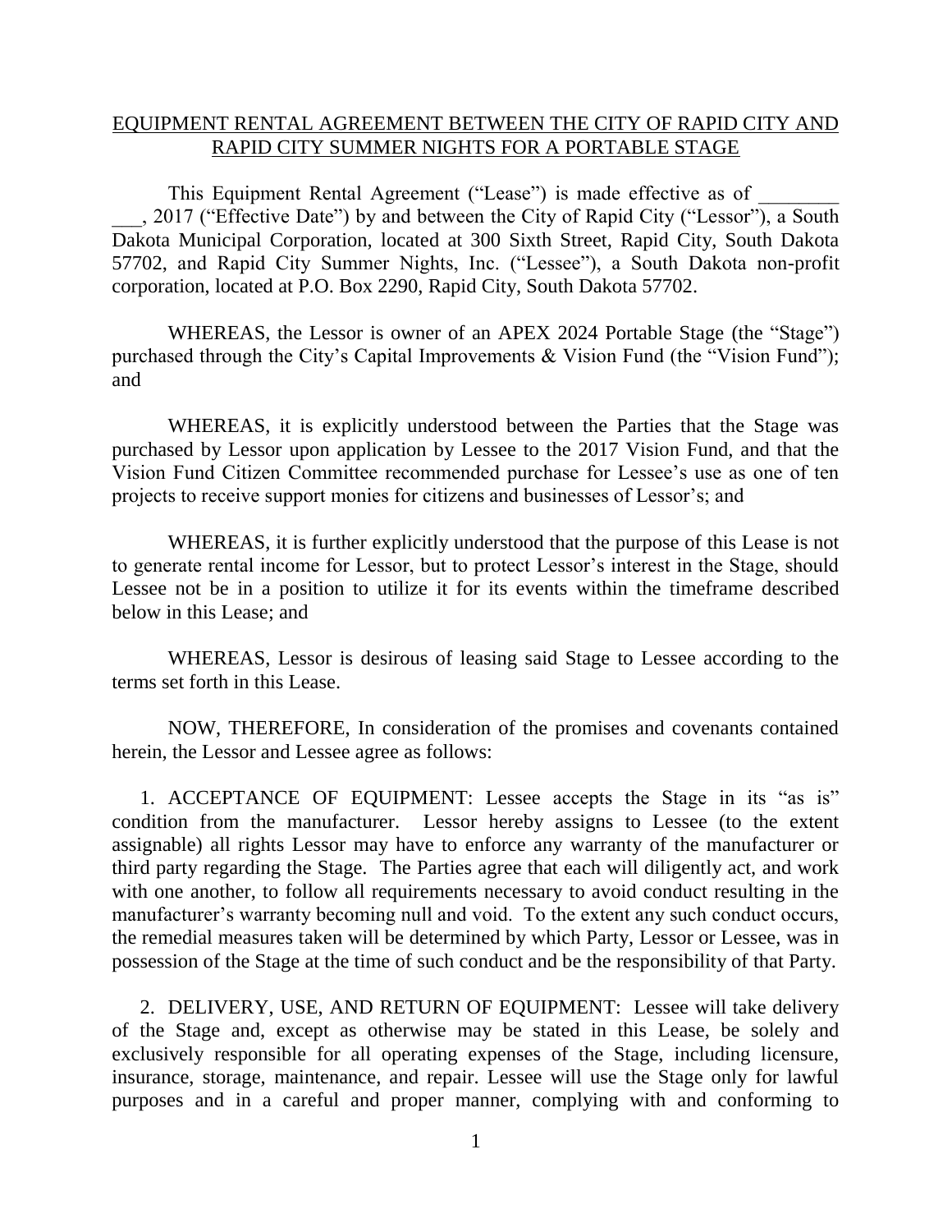# EQUIPMENT RENTAL AGREEMENT BETWEEN THE CITY OF RAPID CITY AND RAPID CITY SUMMER NIGHTS FOR A PORTABLE STAGE

This Equipment Rental Agreement ("Lease") is made effective as of ________ ___, 2017 ("Effective Date") by and between the City of Rapid City ("Lessor"), a South Dakota Municipal Corporation, located at 300 Sixth Street, Rapid City, South Dakota 57702, and Rapid City Summer Nights, Inc. ("Lessee"), a South Dakota non-profit corporation, located at P.O. Box 2290, Rapid City, South Dakota 57702.

WHEREAS, the Lessor is owner of an APEX 2024 Portable Stage (the "Stage") purchased through the City's Capital Improvements & Vision Fund (the "Vision Fund"); and

WHEREAS, it is explicitly understood between the Parties that the Stage was purchased by Lessor upon application by Lessee to the 2017 Vision Fund, and that the Vision Fund Citizen Committee recommended purchase for Lessee's use as one of ten projects to receive support monies for citizens and businesses of Lessor's; and

WHEREAS, it is further explicitly understood that the purpose of this Lease is not to generate rental income for Lessor, but to protect Lessor's interest in the Stage, should Lessee not be in a position to utilize it for its events within the timeframe described below in this Lease; and

WHEREAS, Lessor is desirous of leasing said Stage to Lessee according to the terms set forth in this Lease.

NOW, THEREFORE, In consideration of the promises and covenants contained herein, the Lessor and Lessee agree as follows:

1. ACCEPTANCE OF EQUIPMENT: Lessee accepts the Stage in its "as is" condition from the manufacturer. Lessor hereby assigns to Lessee (to the extent assignable) all rights Lessor may have to enforce any warranty of the manufacturer or third party regarding the Stage. The Parties agree that each will diligently act, and work with one another, to follow all requirements necessary to avoid conduct resulting in the manufacturer's warranty becoming null and void. To the extent any such conduct occurs, the remedial measures taken will be determined by which Party, Lessor or Lessee, was in possession of the Stage at the time of such conduct and be the responsibility of that Party.

2. DELIVERY, USE, AND RETURN OF EQUIPMENT: Lessee will take delivery of the Stage and, except as otherwise may be stated in this Lease, be solely and exclusively responsible for all operating expenses of the Stage, including licensure, insurance, storage, maintenance, and repair. Lessee will use the Stage only for lawful purposes and in a careful and proper manner, complying with and conforming to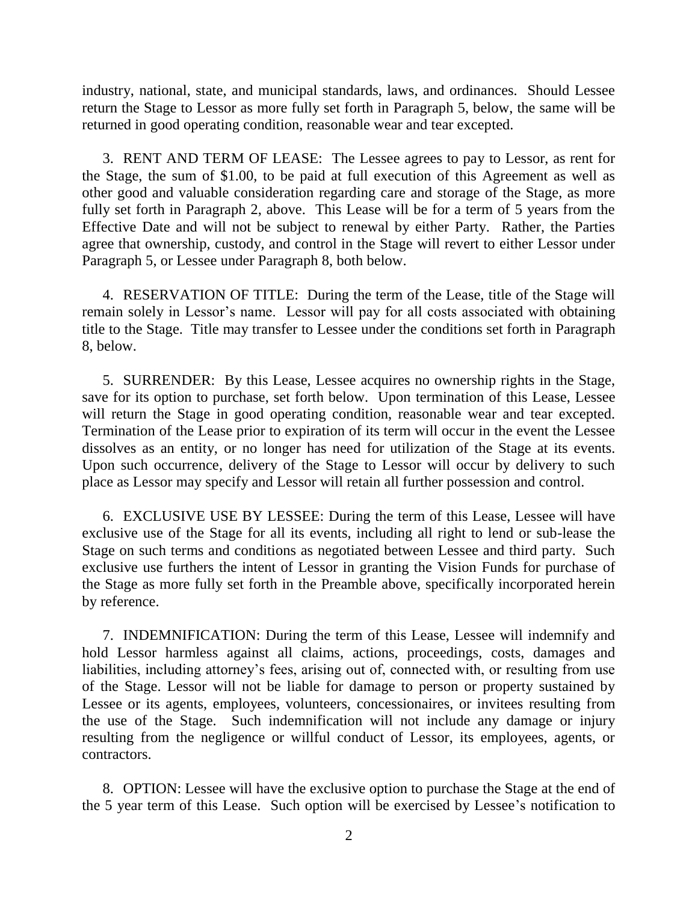industry, national, state, and municipal standards, laws, and ordinances. Should Lessee return the Stage to Lessor as more fully set forth in Paragraph 5, below, the same will be returned in good operating condition, reasonable wear and tear excepted.

3. RENT AND TERM OF LEASE: The Lessee agrees to pay to Lessor, as rent for the Stage, the sum of $1.00, to be paid at full execution of this Agreement as well as other good and valuable consideration regarding care and storage of the Stage, as more fully set forth in Paragraph 2, above. This Lease will be for a term of 5 years from the Effective Date and will not be subject to renewal by either Party. Rather, the Parties agree that ownership, custody, and control in the Stage will revert to either Lessor under Paragraph 5, or Lessee under Paragraph 8, both below.

4. RESERVATION OF TITLE: During the term of the Lease, title of the Stage will remain solely in Lessor's name. Lessor will pay for all costs associated with obtaining title to the Stage. Title may transfer to Lessee under the conditions set forth in Paragraph 8, below.

5. SURRENDER: By this Lease, Lessee acquires no ownership rights in the Stage, save for its option to purchase, set forth below. Upon termination of this Lease, Lessee will return the Stage in good operating condition, reasonable wear and tear excepted. Termination of the Lease prior to expiration of its term will occur in the event the Lessee dissolves as an entity, or no longer has need for utilization of the Stage at its events. Upon such occurrence, delivery of the Stage to Lessor will occur by delivery to such place as Lessor may specify and Lessor will retain all further possession and control.

6. EXCLUSIVE USE BY LESSEE: During the term of this Lease, Lessee will have exclusive use of the Stage for all its events, including all right to lend or sub-lease the Stage on such terms and conditions as negotiated between Lessee and third party. Such exclusive use furthers the intent of Lessor in granting the Vision Funds for purchase of the Stage as more fully set forth in the Preamble above, specifically incorporated herein by reference.

7. INDEMNIFICATION: During the term of this Lease, Lessee will indemnify and hold Lessor harmless against all claims, actions, proceedings, costs, damages and liabilities, including attorney's fees, arising out of, connected with, or resulting from use of the Stage. Lessor will not be liable for damage to person or property sustained by Lessee or its agents, employees, volunteers, concessionaires, or invitees resulting from the use of the Stage. Such indemnification will not include any damage or injury resulting from the negligence or willful conduct of Lessor, its employees, agents, or contractors.

8. OPTION: Lessee will have the exclusive option to purchase the Stage at the end of the 5 year term of this Lease. Such option will be exercised by Lessee's notification to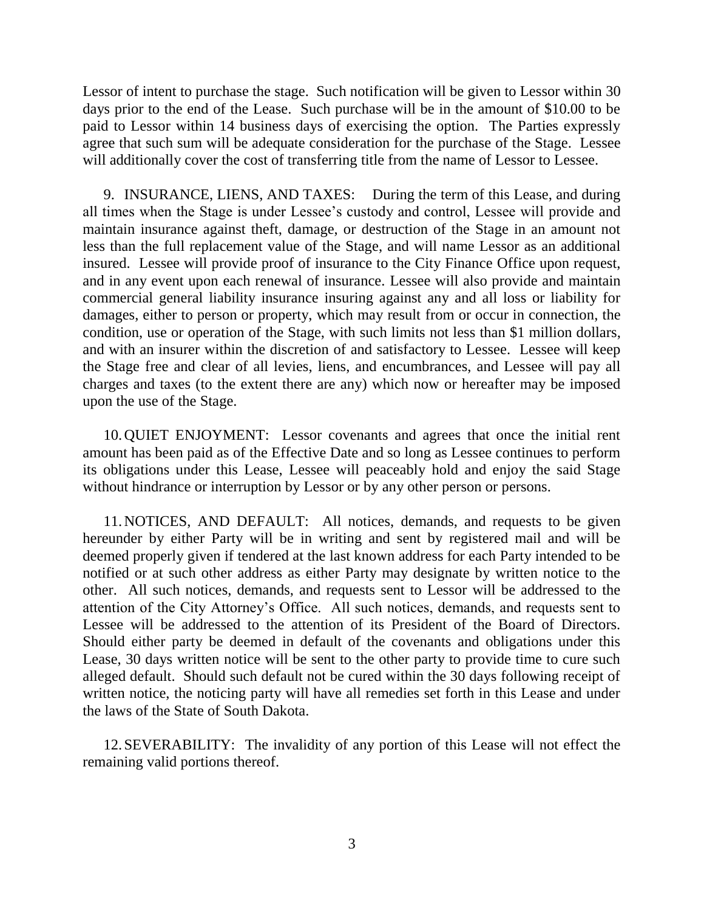Lessor of intent to purchase the stage. Such notification will be given to Lessor within 30 days prior to the end of the Lease. Such purchase will be in the amount of $10.00 to be paid to Lessor within 14 business days of exercising the option. The Parties expressly agree that such sum will be adequate consideration for the purchase of the Stage. Lessee will additionally cover the cost of transferring title from the name of Lessor to Lessee.

9. INSURANCE, LIENS, AND TAXES: During the term of this Lease, and during all times when the Stage is under Lessee's custody and control, Lessee will provide and maintain insurance against theft, damage, or destruction of the Stage in an amount not less than the full replacement value of the Stage, and will name Lessor as an additional insured. Lessee will provide proof of insurance to the City Finance Office upon request, and in any event upon each renewal of insurance. Lessee will also provide and maintain commercial general liability insurance insuring against any and all loss or liability for damages, either to person or property, which may result from or occur in connection, the condition, use or operation of the Stage, with such limits not less than $1 million dollars, and with an insurer within the discretion of and satisfactory to Lessee. Lessee will keep the Stage free and clear of all levies, liens, and encumbrances, and Lessee will pay all charges and taxes (to the extent there are any) which now or hereafter may be imposed upon the use of the Stage.

10. QUIET ENJOYMENT: Lessor covenants and agrees that once the initial rent amount has been paid as of the Effective Date and so long as Lessee continues to perform its obligations under this Lease, Lessee will peaceably hold and enjoy the said Stage without hindrance or interruption by Lessor or by any other person or persons.

11. NOTICES, AND DEFAULT: All notices, demands, and requests to be given hereunder by either Party will be in writing and sent by registered mail and will be deemed properly given if tendered at the last known address for each Party intended to be notified or at such other address as either Party may designate by written notice to the other. All such notices, demands, and requests sent to Lessor will be addressed to the attention of the City Attorney's Office. All such notices, demands, and requests sent to Lessee will be addressed to the attention of its President of the Board of Directors. Should either party be deemed in default of the covenants and obligations under this Lease, 30 days written notice will be sent to the other party to provide time to cure such alleged default. Should such default not be cured within the 30 days following receipt of written notice, the noticing party will have all remedies set forth in this Lease and under the laws of the State of South Dakota.

12. SEVERABILITY: The invalidity of any portion of this Lease will not effect the remaining valid portions thereof.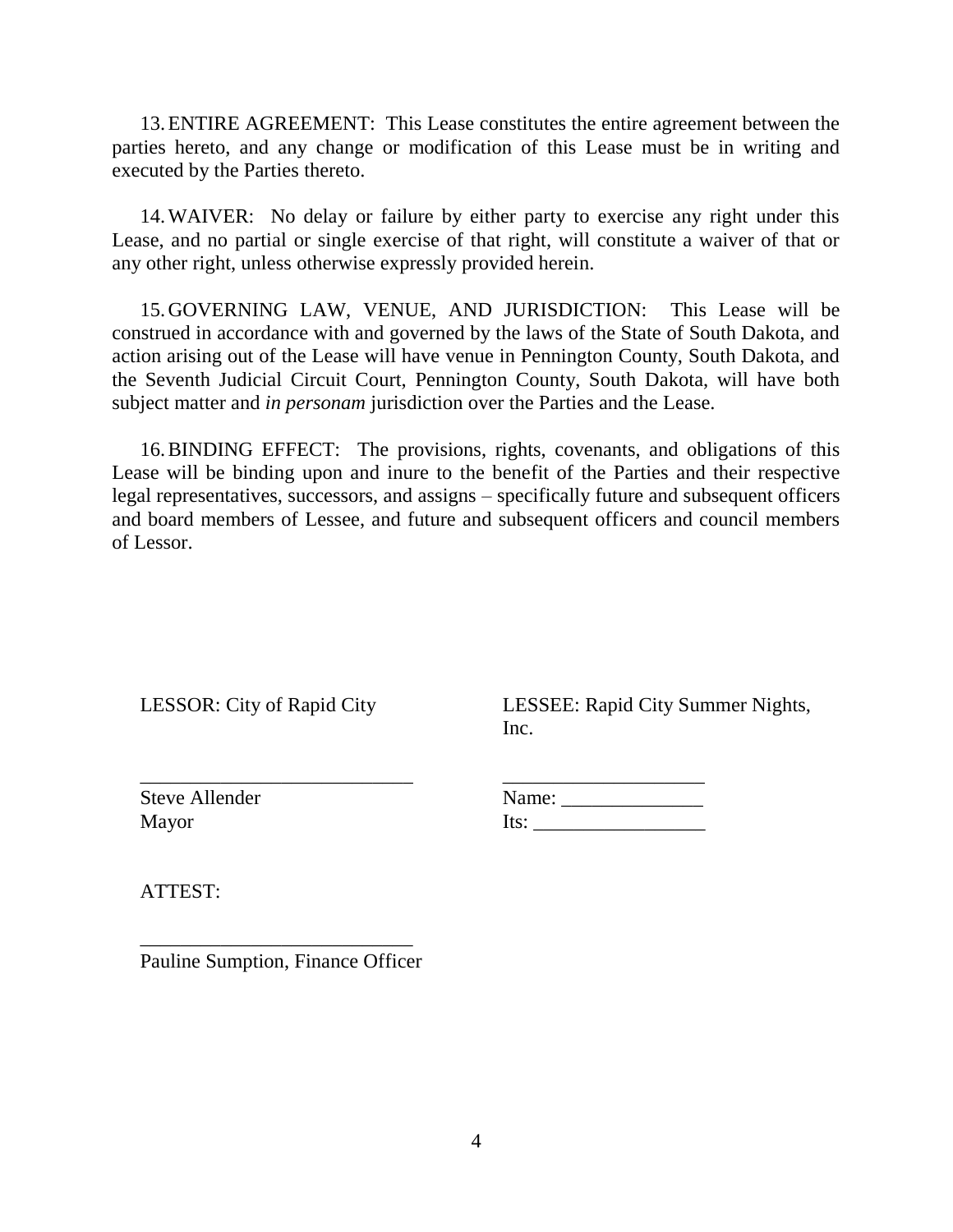13. ENTIRE AGREEMENT: This Lease constitutes the entire agreement between the parties hereto, and any change or modification of this Lease must be in writing and executed by the Parties thereto.

14. WAIVER: No delay or failure by either party to exercise any right under this Lease, and no partial or single exercise of that right, will constitute a waiver of that or any other right, unless otherwise expressly provided herein.

15. GOVERNING LAW, VENUE, AND JURISDICTION: This Lease will be construed in accordance with and governed by the laws of the State of South Dakota, and action arising out of the Lease will have venue in Pennington County, South Dakota, and the Seventh Judicial Circuit Court, Pennington County, South Dakota, will have both subject matter and *in personam* jurisdiction over the Parties and the Lease.

16. BINDING EFFECT: The provisions, rights, covenants, and obligations of this Lease will be binding upon and inure to the benefit of the Parties and their respective legal representatives, successors, and assigns – specifically future and subsequent officers and board members of Lessee, and future and subsequent officers and council members of Lessor.

LESSOR: City of Rapid City

___________________________
Steve Allender
Mayor

LESSEE: Rapid City Summer Nights, Inc.

____________________
Name: ______________
Its: _________________

ATTEST:

___________________________
Pauline Sumption, Finance Officer